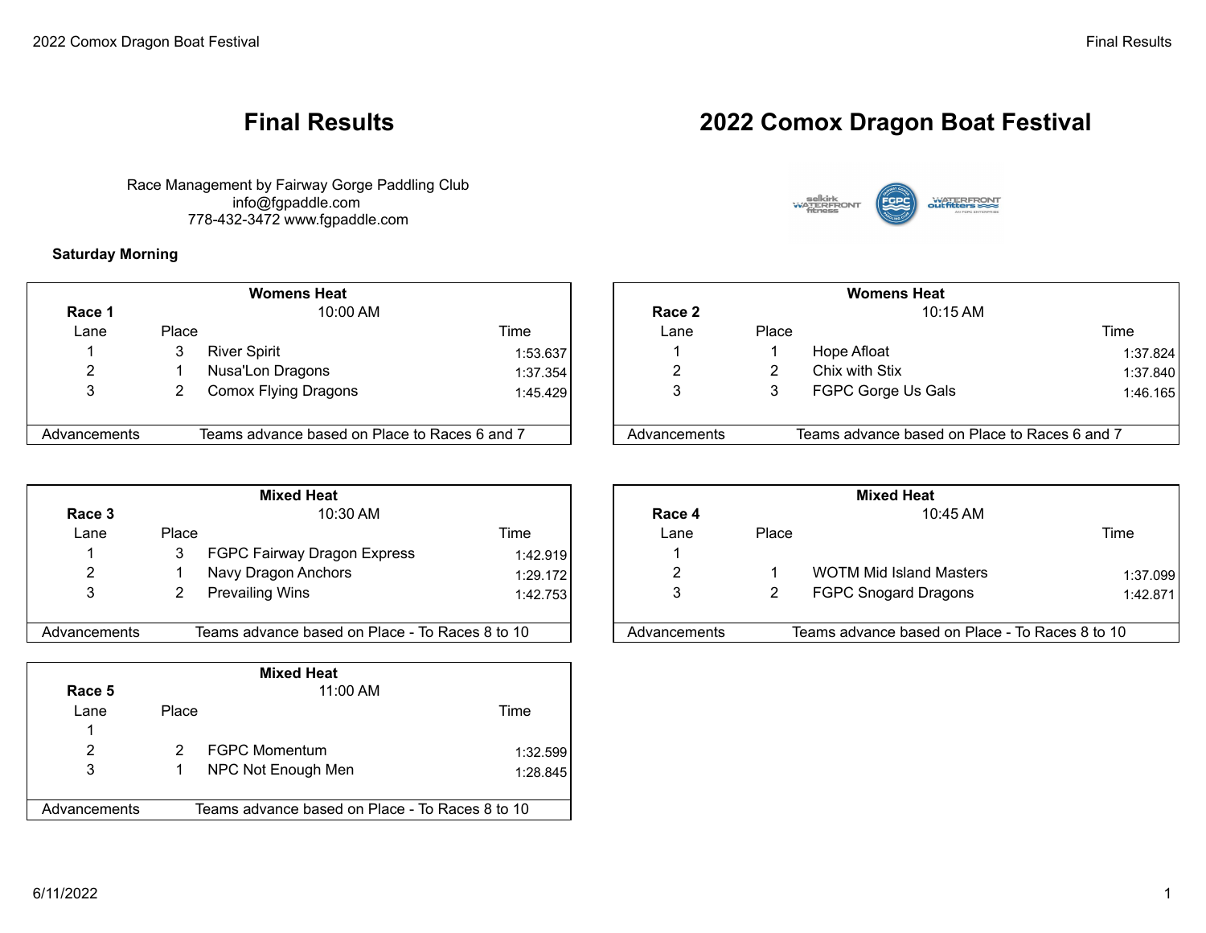# Final Results

# 2022 Comox Dragon Boat Festival

Race Management by Fairway Gorge Paddling Club
info@fgpaddle.com
778-432-3472 www.fgpaddle.com

**Saturday Morning**

| Womens Heat | | | |
|---|---|---|---|
| **Race 1** | | 10:00 AM | |
| Lane | Place | | Time |
| 1 | 3 | River Spirit | 1:53.637 |
| 2 | 1 | Nusa'Lon Dragons | 1:37.354 |
| 3 | 2 | Comox Flying Dragons | 1:45.429 |
| Advancements | Teams advance based on Place to Races 6 and 7 | | |

| Womens Heat | | | |
|---|---|---|---|
| **Race 2** | | 10:15 AM | |
| Lane | Place | | Time |
| 1 | 1 | Hope Afloat | 1:37.824 |
| 2 | 2 | Chix with Stix | 1:37.840 |
| 3 | 3 | FGPC Gorge Us Gals | 1:46.165 |
| Advancements | Teams advance based on Place to Races 6 and 7 | | |

| Mixed Heat | | | |
|---|---|---|---|
| **Race 3** | | 10:30 AM | |
| Lane | Place | | Time |
| 1 | 3 | FGPC Fairway Dragon Express | 1:42.919 |
| 2 | 1 | Navy Dragon Anchors | 1:29.172 |
| 3 | 2 | Prevailing Wins | 1:42.753 |
| Advancements | Teams advance based on Place - To Races 8 to 10 | | |

| Mixed Heat | | | |
|---|---|---|---|
| **Race 4** | | 10:45 AM | |
| Lane | Place | | Time |
| 1 | | | |
| 2 | 1 | WOTM Mid Island Masters | 1:37.099 |
| 3 | 2 | FGPC Snogard Dragons | 1:42.871 |
| Advancements | Teams advance based on Place - To Races 8 to 10 | | |

| Mixed Heat | | | |
|---|---|---|---|
| **Race 5** | | 11:00 AM | |
| Lane | Place | | Time |
| 1 | | | |
| 2 | 2 | FGPC Momentum | 1:32.599 |
| 3 | 1 | NPC Not Enough Men | 1:28.845 |
| Advancements | Teams advance based on Place - To Races 8 to 10 | | |

6/11/2022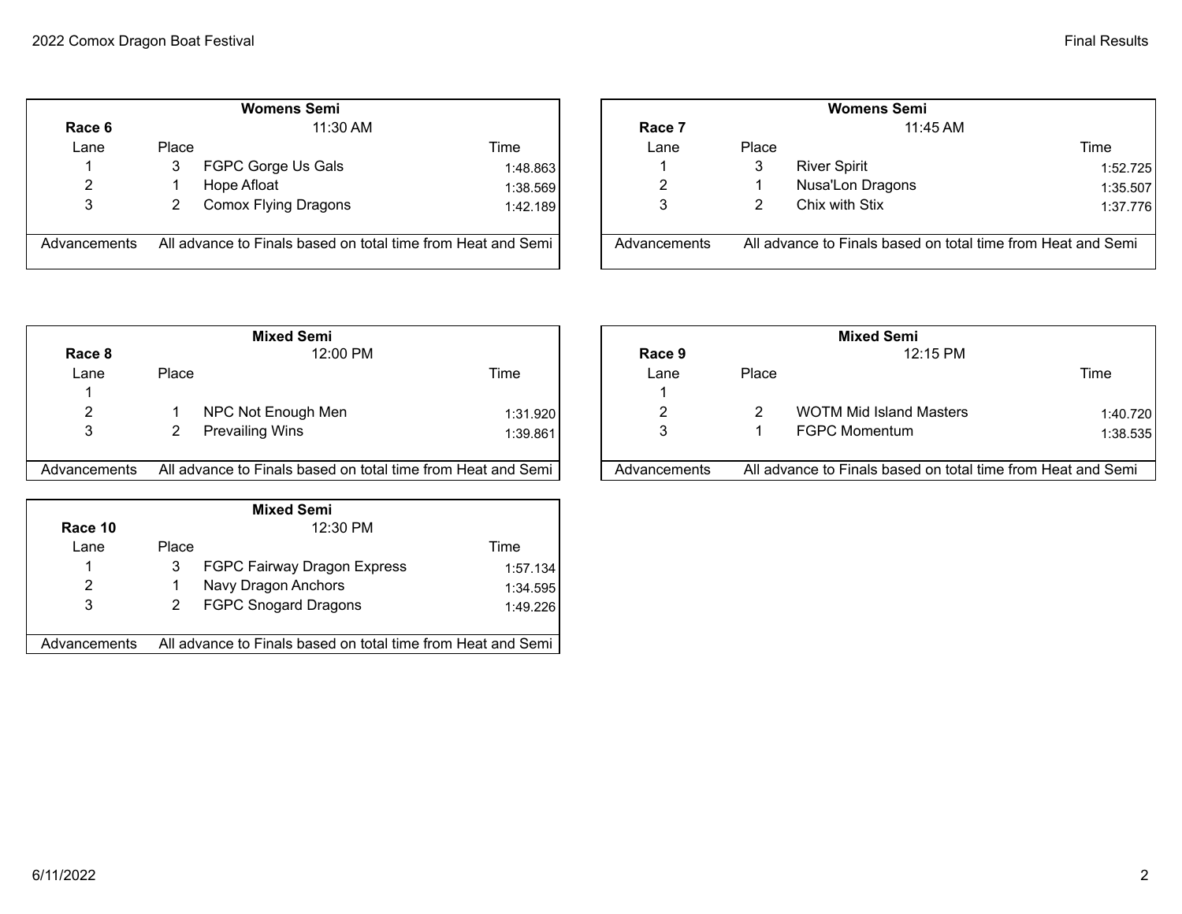### Womens Semi

**Race 6** — 11:30 AM

| Lane | Place | | Time |
|---|---|---|---|
| 1 | 3 | FGPC Gorge Us Gals | 1:48.863 |
| 2 | 1 | Hope Afloat | 1:38.569 |
| 3 | 2 | Comox Flying Dragons | 1:42.189 |
| Advancements | All advance to Finals based on total time from Heat and Semi | | |

### Womens Semi

**Race 7** — 11:45 AM

| Lane | Place | | Time |
|---|---|---|---|
| 1 | 3 | River Spirit | 1:52.725 |
| 2 | 1 | Nusa'Lon Dragons | 1:35.507 |
| 3 | 2 | Chix with Stix | 1:37.776 |
| Advancements | All advance to Finals based on total time from Heat and Semi | | |

### Mixed Semi

**Race 8** — 12:00 PM

| Lane | Place | | Time |
|---|---|---|---|
| 1 | | | |
| 2 | 1 | NPC Not Enough Men | 1:31.920 |
| 3 | 2 | Prevailing Wins | 1:39.861 |
| Advancements | All advance to Finals based on total time from Heat and Semi | | |

### Mixed Semi

**Race 9** — 12:15 PM

| Lane | Place | | Time |
|---|---|---|---|
| 1 | | | |
| 2 | 2 | WOTM Mid Island Masters | 1:40.720 |
| 3 | 1 | FGPC Momentum | 1:38.535 |
| Advancements | All advance to Finals based on total time from Heat and Semi | | |

### Mixed Semi

**Race 10** — 12:30 PM

| Lane | Place | | Time |
|---|---|---|---|
| 1 | 3 | FGPC Fairway Dragon Express | 1:57.134 |
| 2 | 1 | Navy Dragon Anchors | 1:34.595 |
| 3 | 2 | FGPC Snogard Dragons | 1:49.226 |
| Advancements | All advance to Finals based on total time from Heat and Semi | | |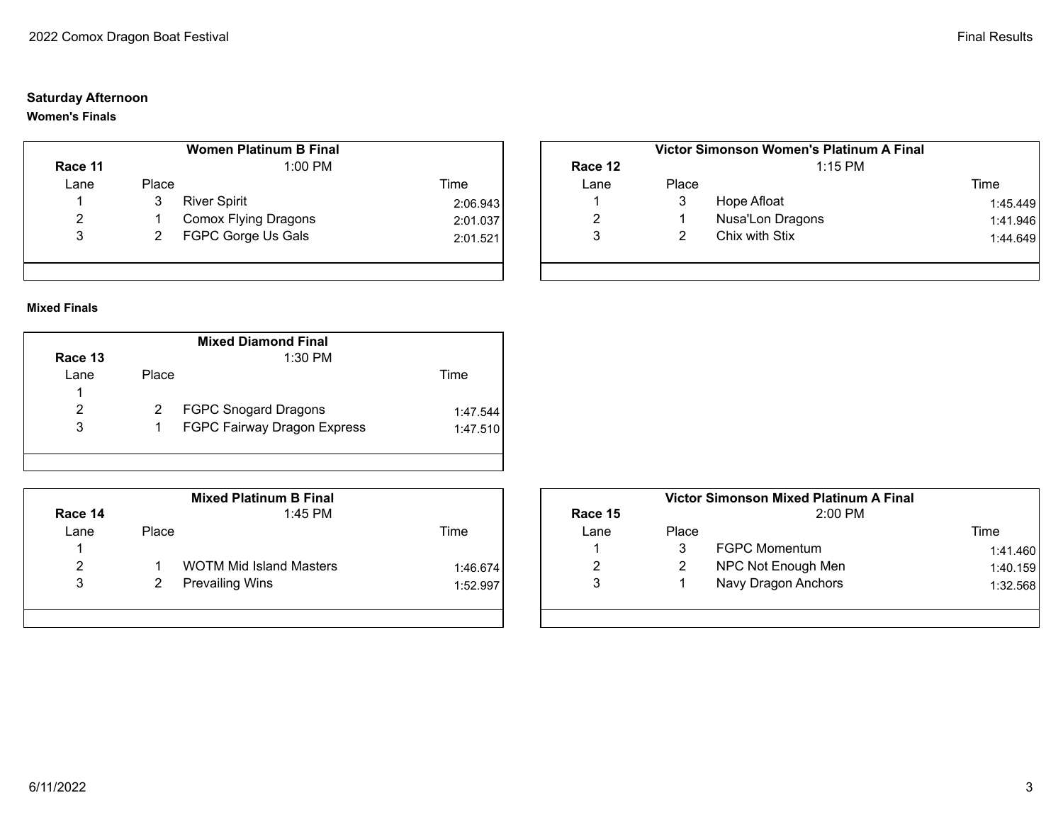## Saturday Afternoon

### Women's Finals

**Women Platinum B Final**

**Race 11** — 1:00 PM

| Lane | Place | | Time |
|---|---|---|---|
| 1 | 3 | River Spirit | 2:06.943 |
| 2 | 1 | Comox Flying Dragons | 2:01.037 |
| 3 | 2 | FGPC Gorge Us Gals | 2:01.521 |

**Victor Simonson Women's Platinum A Final**

**Race 12** — 1:15 PM

| Lane | Place | | Time |
|---|---|---|---|
| 1 | 3 | Hope Afloat | 1:45.449 |
| 2 | 1 | Nusa'Lon Dragons | 1:41.946 |
| 3 | 2 | Chix with Stix | 1:44.649 |

### Mixed Finals

**Mixed Diamond Final**

**Race 13** — 1:30 PM

| Lane | Place | | Time |
|---|---|---|---|
| 1 | | | |
| 2 | 2 | FGPC Snogard Dragons | 1:47.544 |
| 3 | 1 | FGPC Fairway Dragon Express | 1:47.510 |

**Mixed Platinum B Final**

**Race 14** — 1:45 PM

| Lane | Place | | Time |
|---|---|---|---|
| 1 | | | |
| 2 | 1 | WOTM Mid Island Masters | 1:46.674 |
| 3 | 2 | Prevailing Wins | 1:52.997 |

**Victor Simonson Mixed Platinum A Final**

**Race 15** — 2:00 PM

| Lane | Place | | Time |
|---|---|---|---|
| 1 | 3 | FGPC Momentum | 1:41.460 |
| 2 | 2 | NPC Not Enough Men | 1:40.159 |
| 3 | 1 | Navy Dragon Anchors | 1:32.568 |